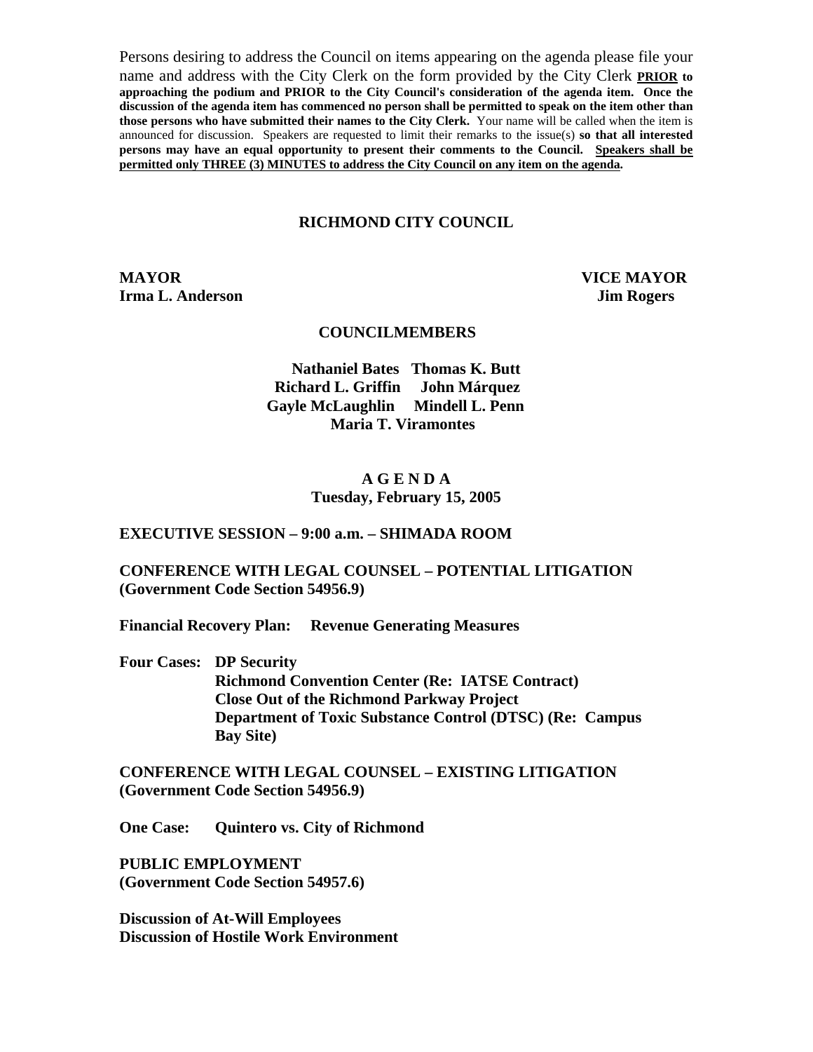Persons desiring to address the Council on items appearing on the agenda please file your name and address with the City Clerk on the form provided by the City Clerk **PRIOR to approaching the podium and PRIOR to the City Council's consideration of the agenda item. Once the discussion of the agenda item has commenced no person shall be permitted to speak on the item other than those persons who have submitted their names to the City Clerk.** Your name will be called when the item is announced for discussion. Speakers are requested to limit their remarks to the issue(s) **so that all interested persons may have an equal opportunity to present their comments to the Council. Speakers shall be permitted only THREE (3) MINUTES to address the City Council on any item on the agenda.**

# RICHMOND CITY COUNCIL

**MAYOR**
**Irma L. Anderson**

**VICE MAYOR**
**Jim Rogers**

## COUNCILMEMBERS

**Nathaniel Bates   Thomas K. Butt**
**Richard L. Griffin   John Márquez**
**Gayle McLaughlin   Mindell L. Penn**
**Maria T. Viramontes**

## A G E N D A
**Tuesday, February 15, 2005**

**EXECUTIVE SESSION – 9:00 a.m. – SHIMADA ROOM**

**CONFERENCE WITH LEGAL COUNSEL – POTENTIAL LITIGATION (Government Code Section 54956.9)**

**Financial Recovery Plan: Revenue Generating Measures**

**Four Cases:**
- **DP Security**
- **Richmond Convention Center (Re: IATSE Contract)**
- **Close Out of the Richmond Parkway Project**
- **Department of Toxic Substance Control (DTSC) (Re: Campus Bay Site)**

**CONFERENCE WITH LEGAL COUNSEL – EXISTING LITIGATION (Government Code Section 54956.9)**

**One Case: Quintero vs. City of Richmond**

**PUBLIC EMPLOYMENT (Government Code Section 54957.6)**

**Discussion of At-Will Employees**
**Discussion of Hostile Work Environment**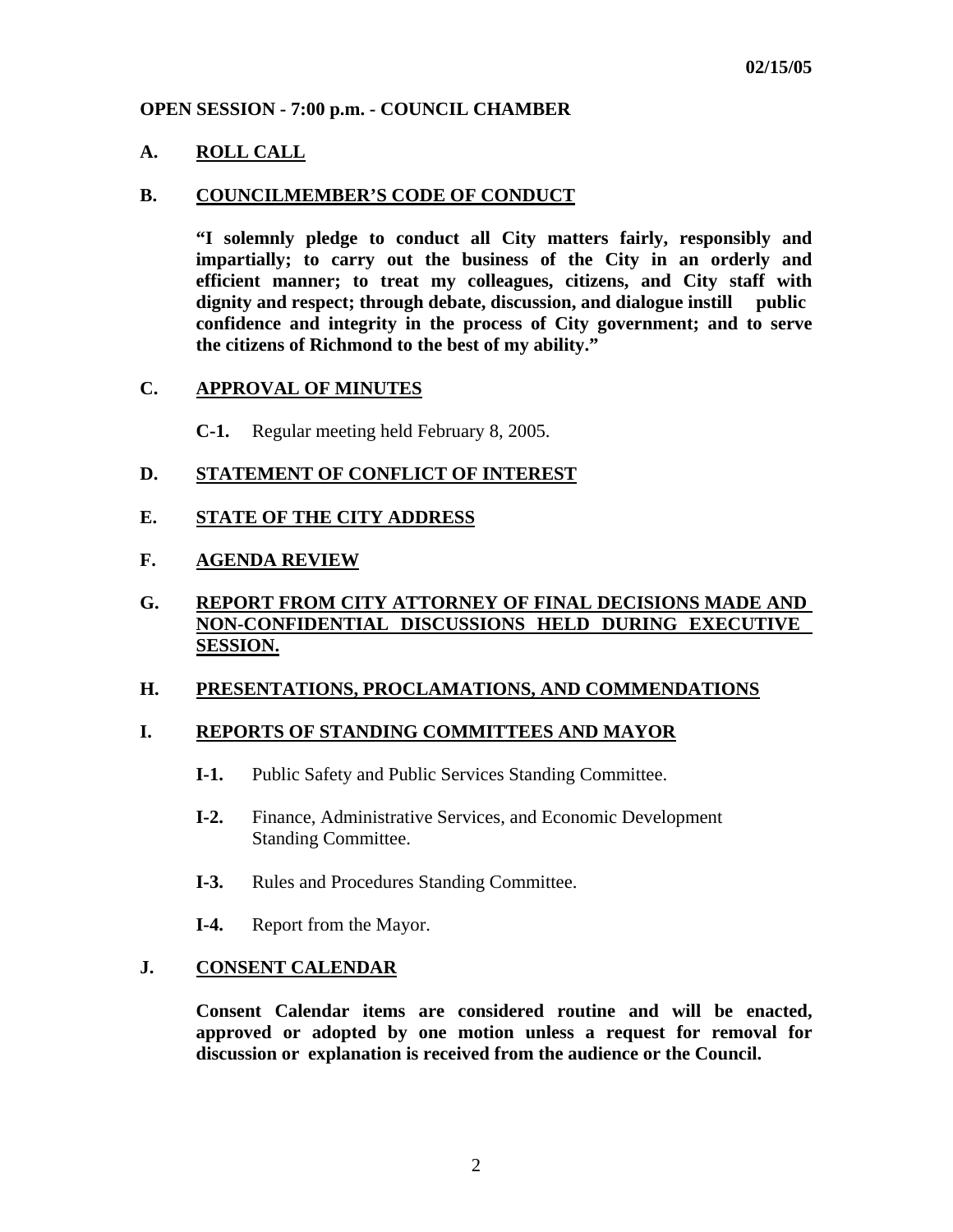02/15/05

**OPEN SESSION - 7:00 p.m. - COUNCIL CHAMBER**

## A. ROLL CALL

## B. COUNCILMEMBER'S CODE OF CONDUCT

**"I solemnly pledge to conduct all City matters fairly, responsibly and impartially; to carry out the business of the City in an orderly and efficient manner; to treat my colleagues, citizens, and City staff with dignity and respect; through debate, discussion, and dialogue instill public confidence and integrity in the process of City government; and to serve the citizens of Richmond to the best of my ability."**

## C. APPROVAL OF MINUTES

**C-1.** Regular meeting held February 8, 2005.

## D. STATEMENT OF CONFLICT OF INTEREST

## E. STATE OF THE CITY ADDRESS

## F. AGENDA REVIEW

## G. REPORT FROM CITY ATTORNEY OF FINAL DECISIONS MADE AND NON-CONFIDENTIAL DISCUSSIONS HELD DURING EXECUTIVE SESSION.

## H. PRESENTATIONS, PROCLAMATIONS, AND COMMENDATIONS

## I. REPORTS OF STANDING COMMITTEES AND MAYOR

**I-1.** Public Safety and Public Services Standing Committee.

**I-2.** Finance, Administrative Services, and Economic Development Standing Committee.

**I-3.** Rules and Procedures Standing Committee.

**I-4.** Report from the Mayor.

## J. CONSENT CALENDAR

**Consent Calendar items are considered routine and will be enacted, approved or adopted by one motion unless a request for removal for discussion or explanation is received from the audience or the Council.**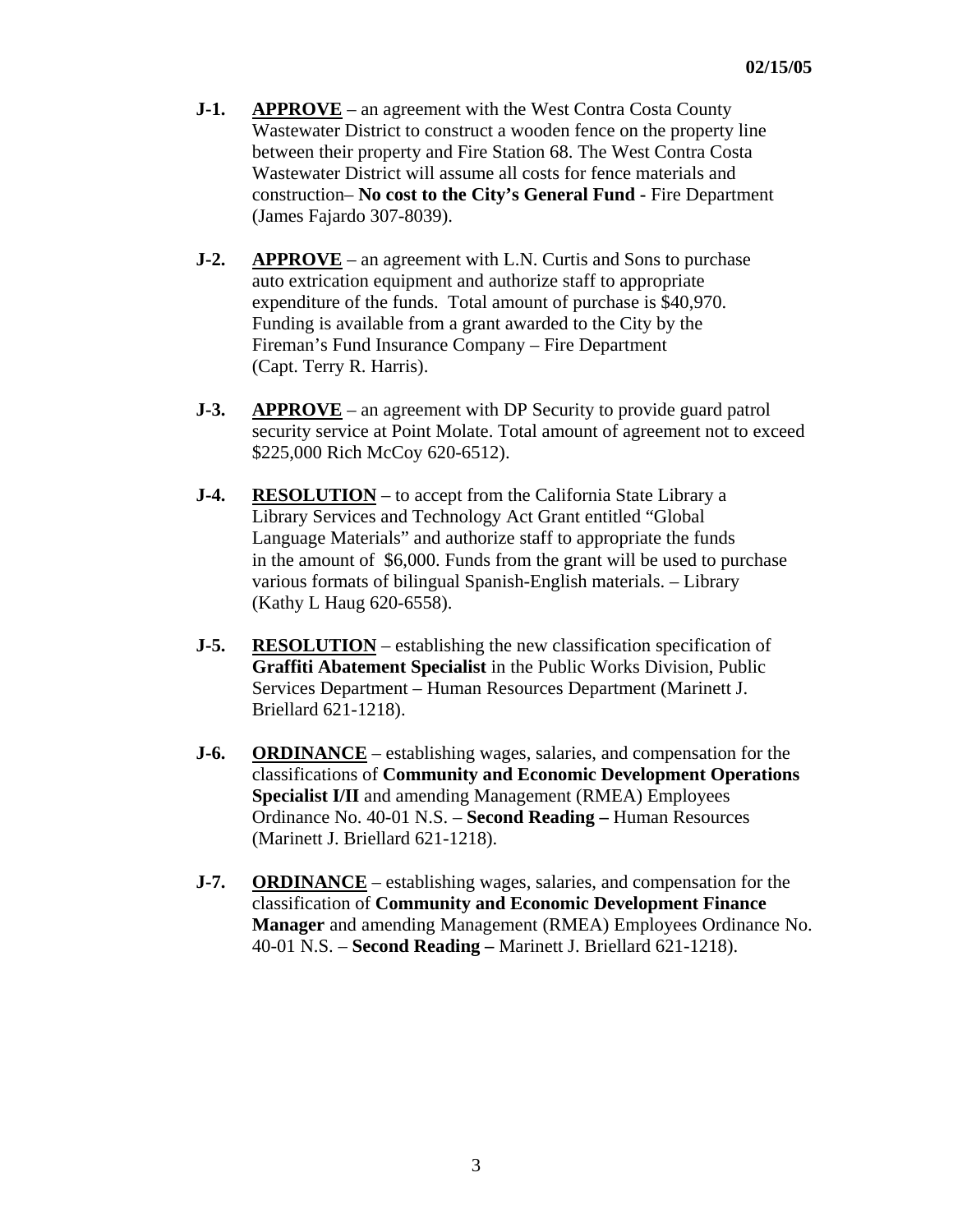**J-1.** **APPROVE** – an agreement with the West Contra Costa County Wastewater District to construct a wooden fence on the property line between their property and Fire Station 68. The West Contra Costa Wastewater District will assume all costs for fence materials and construction– **No cost to the City's General Fund -** Fire Department (James Fajardo 307-8039).

**J-2.** **APPROVE** – an agreement with L.N. Curtis and Sons to purchase auto extrication equipment and authorize staff to appropriate expenditure of the funds. Total amount of purchase is $40,970. Funding is available from a grant awarded to the City by the Fireman's Fund Insurance Company – Fire Department (Capt. Terry R. Harris).

**J-3.** **APPROVE** – an agreement with DP Security to provide guard patrol security service at Point Molate. Total amount of agreement not to exceed $225,000 Rich McCoy 620-6512).

**J-4.** **RESOLUTION** – to accept from the California State Library a Library Services and Technology Act Grant entitled "Global Language Materials" and authorize staff to appropriate the funds in the amount of $6,000. Funds from the grant will be used to purchase various formats of bilingual Spanish-English materials. – Library (Kathy L Haug 620-6558).

**J-5.** **RESOLUTION** – establishing the new classification specification of **Graffiti Abatement Specialist** in the Public Works Division, Public Services Department – Human Resources Department (Marinett J. Briellard 621-1218).

**J-6.** **ORDINANCE** – establishing wages, salaries, and compensation for the classifications of **Community and Economic Development Operations Specialist I/II** and amending Management (RMEA) Employees Ordinance No. 40-01 N.S. – **Second Reading –** Human Resources (Marinett J. Briellard 621-1218).

**J-7.** **ORDINANCE** – establishing wages, salaries, and compensation for the classification of **Community and Economic Development Finance Manager** and amending Management (RMEA) Employees Ordinance No. 40-01 N.S. – **Second Reading –** Marinett J. Briellard 621-1218).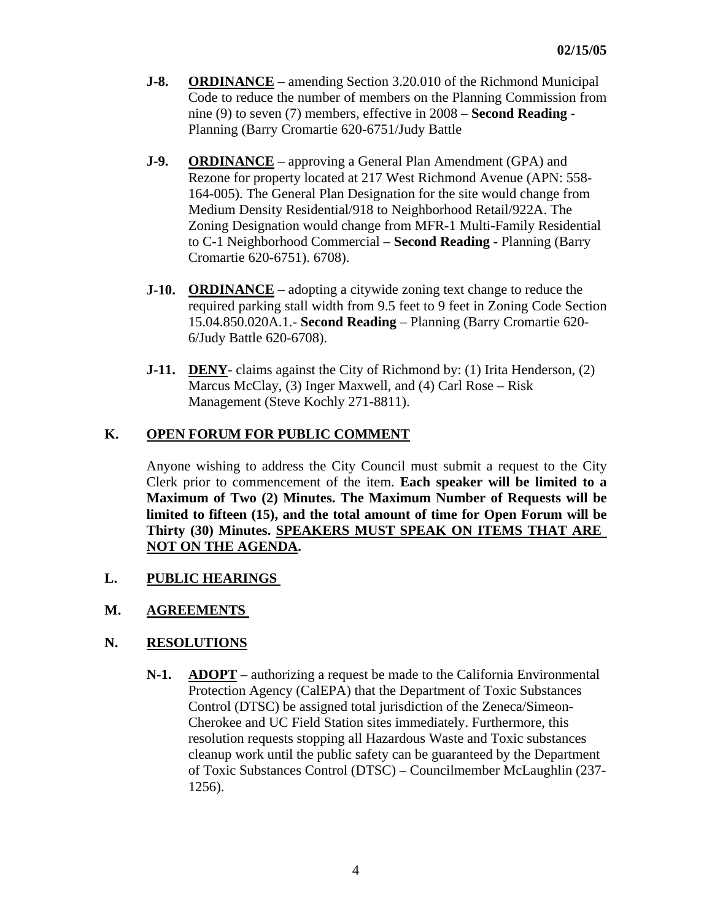- **J-8.** **<u>ORDINANCE</u>** – amending Section 3.20.010 of the Richmond Municipal Code to reduce the number of members on the Planning Commission from nine (9) to seven (7) members, effective in 2008 – **Second Reading -** Planning (Barry Cromartie 620-6751/Judy Battle

- **J-9.** **<u>ORDINANCE</u>** – approving a General Plan Amendment (GPA) and Rezone for property located at 217 West Richmond Avenue (APN: 558-164-005). The General Plan Designation for the site would change from Medium Density Residential/918 to Neighborhood Retail/922A. The Zoning Designation would change from MFR-1 Multi-Family Residential to C-1 Neighborhood Commercial – **Second Reading -** Planning (Barry Cromartie 620-6751). 6708).

- **J-10.** **<u>ORDINANCE</u>** – adopting a citywide zoning text change to reduce the required parking stall width from 9.5 feet to 9 feet in Zoning Code Section 15.04.850.020A.1.- **Second Reading** – Planning (Barry Cromartie 620-6/Judy Battle 620-6708).

- **J-11.** **<u>DENY</u>**- claims against the City of Richmond by: (1) Irita Henderson, (2) Marcus McClay, (3) Inger Maxwell, and (4) Carl Rose – Risk Management (Steve Kochly 271-8811).

## K. <u>OPEN FORUM FOR PUBLIC COMMENT</u>

Anyone wishing to address the City Council must submit a request to the City Clerk prior to commencement of the item. **Each speaker will be limited to a Maximum of Two (2) Minutes. The Maximum Number of Requests will be limited to fifteen (15), and the total amount of time for Open Forum will be Thirty (30) Minutes. <u>SPEAKERS MUST SPEAK ON ITEMS THAT ARE NOT ON THE AGENDA</u>.**

## L. <u>PUBLIC HEARINGS</u>

## M. <u>AGREEMENTS</u>

## N. <u>RESOLUTIONS</u>

- **N-1.** **<u>ADOPT</u>** – authorizing a request be made to the California Environmental Protection Agency (CalEPA) that the Department of Toxic Substances Control (DTSC) be assigned total jurisdiction of the Zeneca/Simeon-Cherokee and UC Field Station sites immediately. Furthermore, this resolution requests stopping all Hazardous Waste and Toxic substances cleanup work until the public safety can be guaranteed by the Department of Toxic Substances Control (DTSC) – Councilmember McLaughlin (237-1256).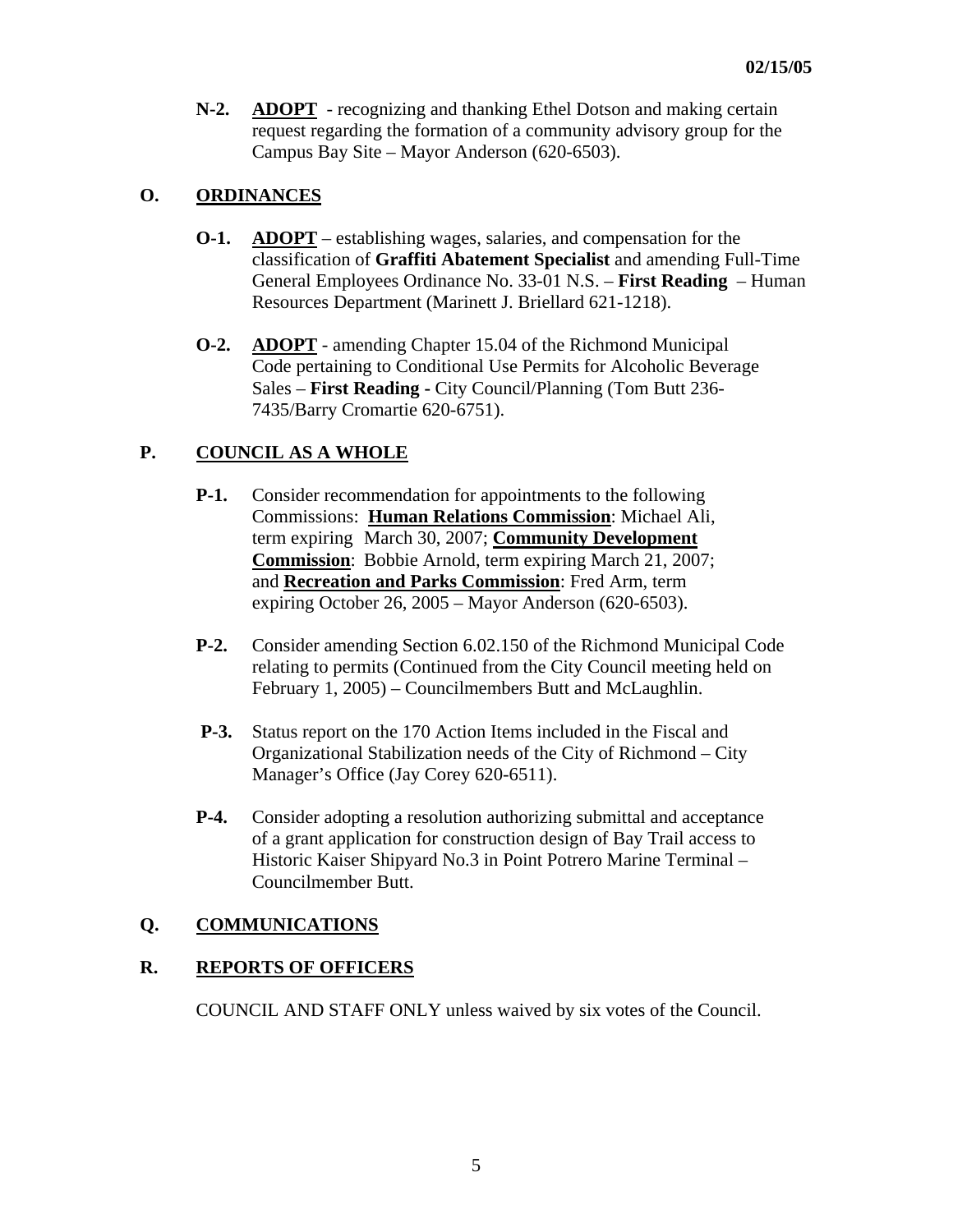**N-2.** **ADOPT** - recognizing and thanking Ethel Dotson and making certain request regarding the formation of a community advisory group for the Campus Bay Site – Mayor Anderson (620-6503).

## O. ORDINANCES

**O-1.** **ADOPT** – establishing wages, salaries, and compensation for the classification of **Graffiti Abatement Specialist** and amending Full-Time General Employees Ordinance No. 33-01 N.S. – **First Reading** – Human Resources Department (Marinett J. Briellard 621-1218).

**O-2.** **ADOPT** - amending Chapter 15.04 of the Richmond Municipal Code pertaining to Conditional Use Permits for Alcoholic Beverage Sales – **First Reading -** City Council/Planning (Tom Butt 236-7435/Barry Cromartie 620-6751).

## P. COUNCIL AS A WHOLE

**P-1.** Consider recommendation for appointments to the following Commissions: **Human Relations Commission**: Michael Ali, term expiring March 30, 2007; **Community Development Commission**: Bobbie Arnold, term expiring March 21, 2007; and **Recreation and Parks Commission**: Fred Arm, term expiring October 26, 2005 – Mayor Anderson (620-6503).

**P-2.** Consider amending Section 6.02.150 of the Richmond Municipal Code relating to permits (Continued from the City Council meeting held on February 1, 2005) – Councilmembers Butt and McLaughlin.

**P-3.** Status report on the 170 Action Items included in the Fiscal and Organizational Stabilization needs of the City of Richmond – City Manager's Office (Jay Corey 620-6511).

**P-4.** Consider adopting a resolution authorizing submittal and acceptance of a grant application for construction design of Bay Trail access to Historic Kaiser Shipyard No.3 in Point Potrero Marine Terminal – Councilmember Butt.

## Q. COMMUNICATIONS

## R. REPORTS OF OFFICERS

COUNCIL AND STAFF ONLY unless waived by six votes of the Council.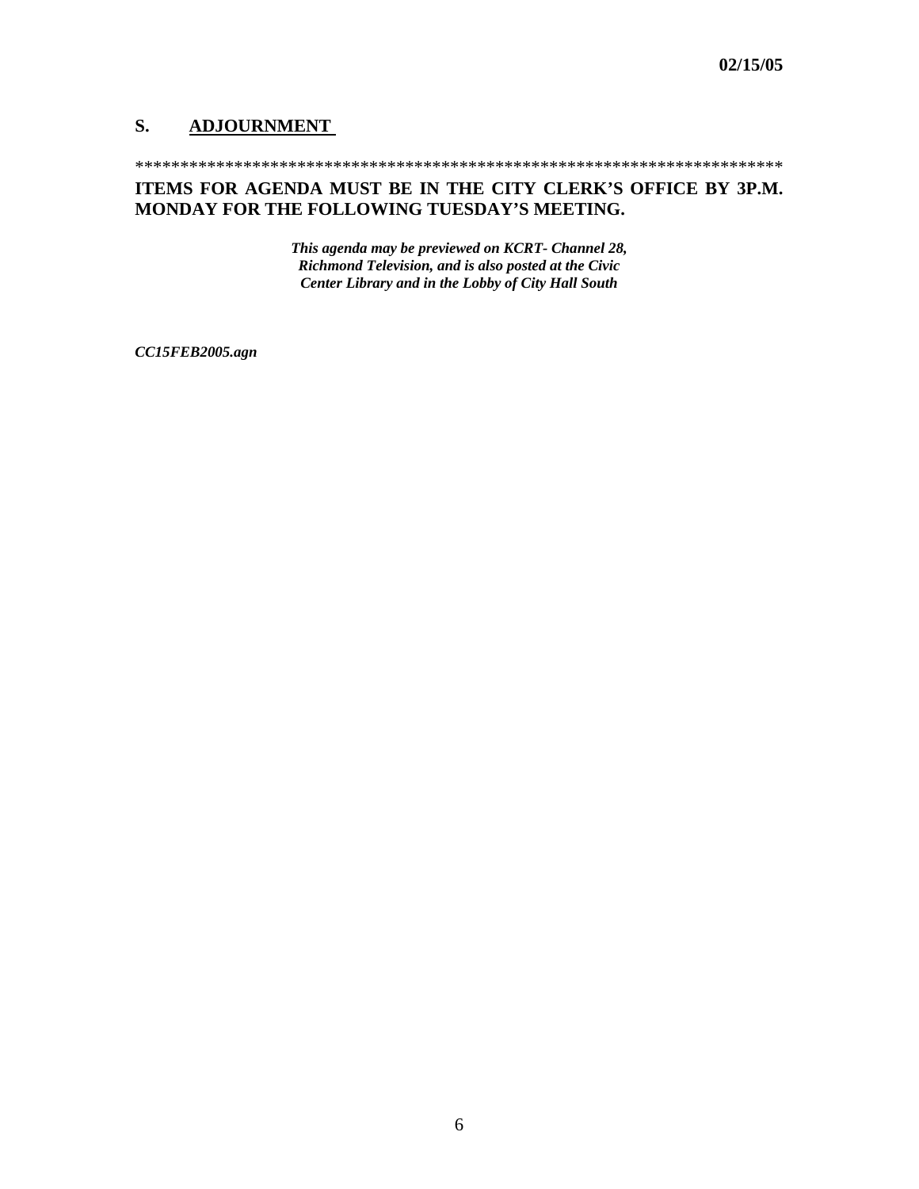02/15/05

## S. <u>ADJOURNMENT</u>

***************************************************************************

**ITEMS FOR AGENDA MUST BE IN THE CITY CLERK'S OFFICE BY 3P.M. MONDAY FOR THE FOLLOWING TUESDAY'S MEETING.**

***This agenda may be previewed on KCRT- Channel 28, Richmond Television, and is also posted at the Civic Center Library and in the Lobby of City Hall South***

***CC15FEB2005.agn***